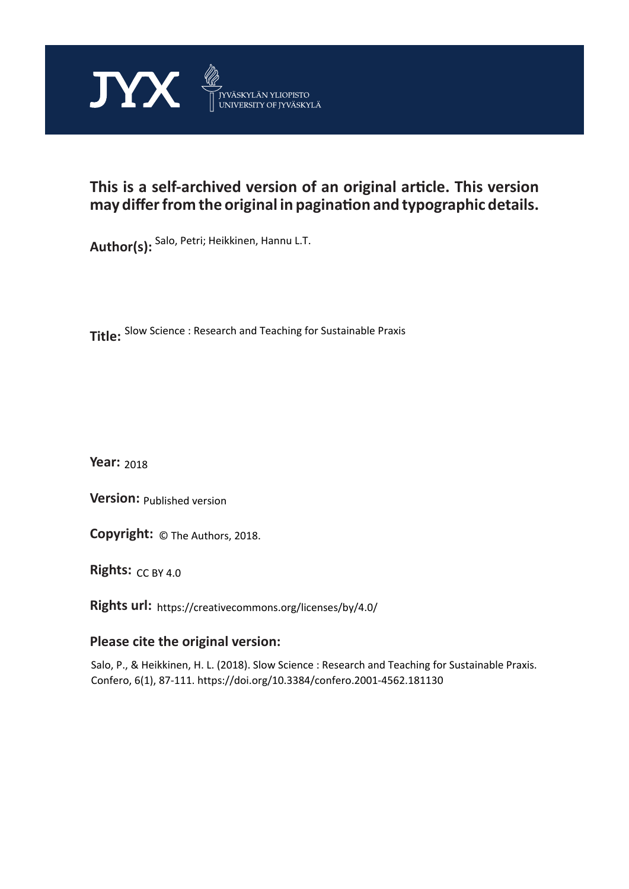JYX JYVÄSKYLÄN YLIOPISTO UNIVERSITY OF JYVÄSKYLÄ

**This is a self-archived version of an original article. This version may differ from the original in pagination and typographic details.**

**Author(s):** Salo, Petri; Heikkinen, Hannu L.T.

**Title:** Slow Science : Research and Teaching for Sustainable Praxis

**Year:** 2018

**Version:** Published version

**Copyright:** © The Authors, 2018.

**Rights:** CC BY 4.0

**Rights url:** https://creativecommons.org/licenses/by/4.0/

**Please cite the original version:**

Salo, P., & Heikkinen, H. L. (2018). Slow Science : Research and Teaching for Sustainable Praxis. Confero, 6(1), 87-111. https://doi.org/10.3384/confero.2001-4562.181130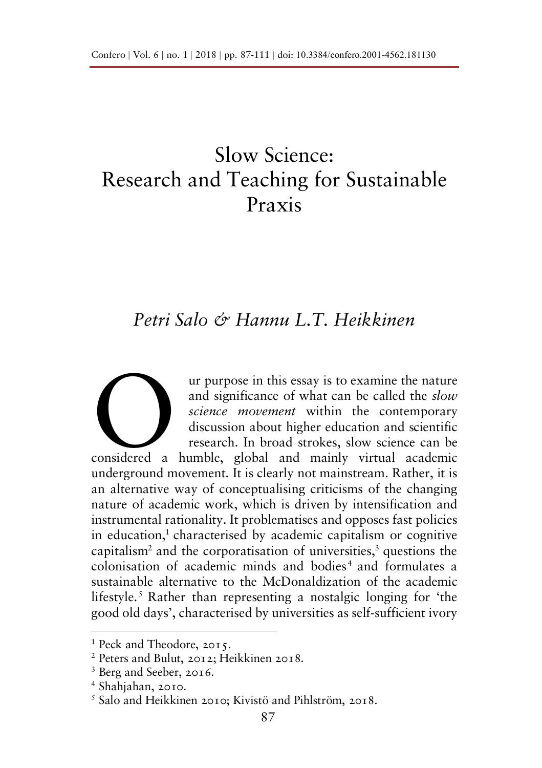# Slow Science: Research and Teaching for Sustainable Praxis

*Petri Salo & Hannu L.T. Heikkinen*

Our purpose in this essay is to examine the nature and significance of what can be called the *slow science movement* within the contemporary discussion about higher education and scientific research. In broad strokes, slow science can be considered a humble, global and mainly virtual academic underground movement. It is clearly not mainstream. Rather, it is an alternative way of conceptualising criticisms of the changing nature of academic work, which is driven by intensification and instrumental rationality. It problematises and opposes fast policies in education,[1] characterised by academic capitalism or cognitive capitalism[2] and the corporatisation of universities,[3] questions the colonisation of academic minds and bodies[4] and formulates a sustainable alternative to the McDonaldization of the academic lifestyle.[5] Rather than representing a nostalgic longing for 'the good old days', characterised by universities as self-sufficient ivory

---

[1] Peck and Theodore, 2015.

[2] Peters and Bulut, 2012; Heikkinen 2018.

[3] Berg and Seeber, 2016.

[4] Shahjahan, 2010.

[5] Salo and Heikkinen 2010; Kivistö and Pihlström, 2018.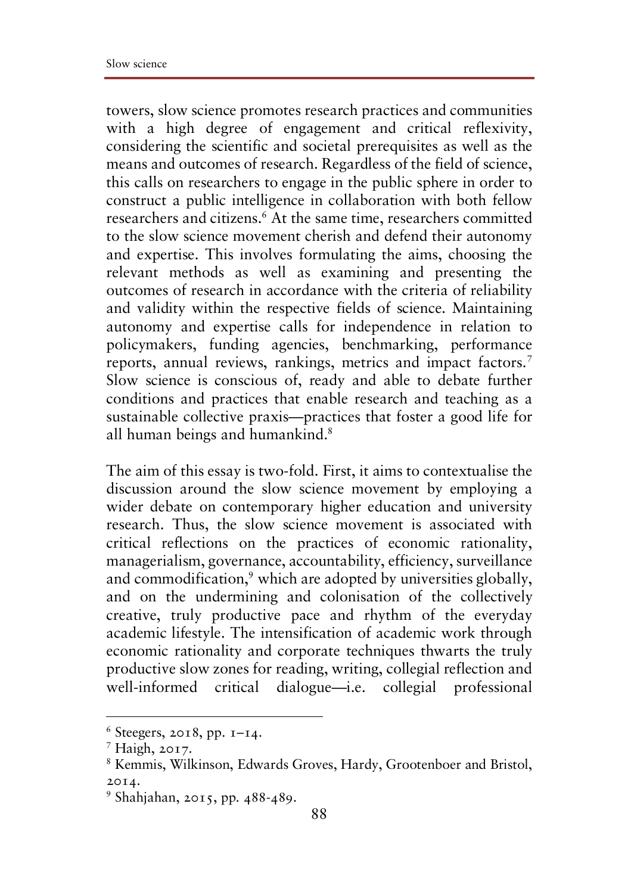towers, slow science promotes research practices and communities with a high degree of engagement and critical reflexivity, considering the scientific and societal prerequisites as well as the means and outcomes of research. Regardless of the field of science, this calls on researchers to engage in the public sphere in order to construct a public intelligence in collaboration with both fellow researchers and citizens.[6] At the same time, researchers committed to the slow science movement cherish and defend their autonomy and expertise. This involves formulating the aims, choosing the relevant methods as well as examining and presenting the outcomes of research in accordance with the criteria of reliability and validity within the respective fields of science. Maintaining autonomy and expertise calls for independence in relation to policymakers, funding agencies, benchmarking, performance reports, annual reviews, rankings, metrics and impact factors.[7] Slow science is conscious of, ready and able to debate further conditions and practices that enable research and teaching as a sustainable collective praxis—practices that foster a good life for all human beings and humankind.[8]

The aim of this essay is two-fold. First, it aims to contextualise the discussion around the slow science movement by employing a wider debate on contemporary higher education and university research. Thus, the slow science movement is associated with critical reflections on the practices of economic rationality, managerialism, governance, accountability, efficiency, surveillance and commodification,[9] which are adopted by universities globally, and on the undermining and colonisation of the collectively creative, truly productive pace and rhythm of the everyday academic lifestyle. The intensification of academic work through economic rationality and corporate techniques thwarts the truly productive slow zones for reading, writing, collegial reflection and well-informed critical dialogue—i.e. collegial professional

---

[6] Steegers, 2018, pp. 1–14.

[7] Haigh, 2017.

[8] Kemmis, Wilkinson, Edwards Groves, Hardy, Grootenboer and Bristol, 2014.

[9] Shahjahan, 2015, pp. 488-489.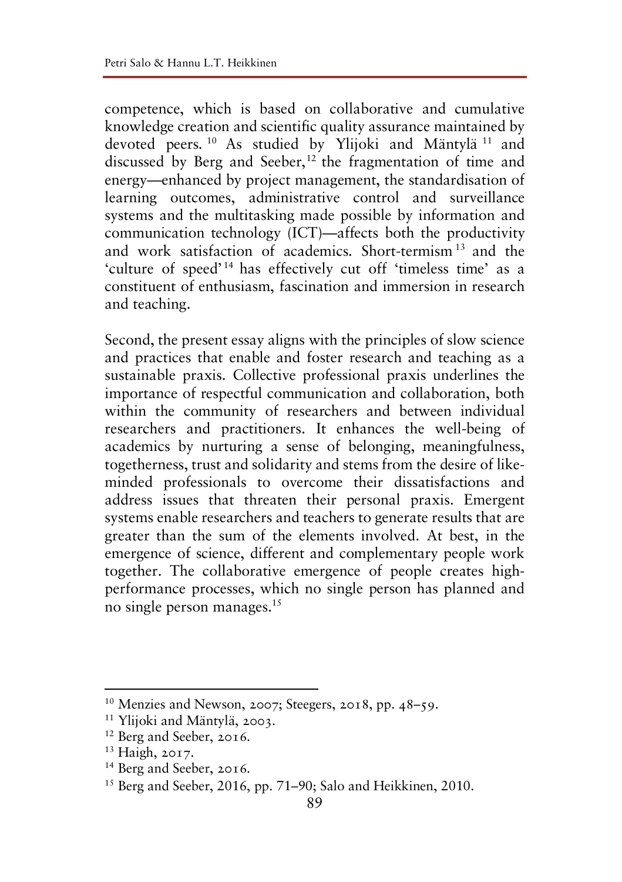competence, which is based on collaborative and cumulative knowledge creation and scientific quality assurance maintained by devoted peers.[10] As studied by Ylijoki and Mäntylä[11] and discussed by Berg and Seeber,[12] the fragmentation of time and energy—enhanced by project management, the standardisation of learning outcomes, administrative control and surveillance systems and the multitasking made possible by information and communication technology (ICT)—affects both the productivity and work satisfaction of academics. Short-termism[13] and the 'culture of speed'[14] has effectively cut off 'timeless time' as a constituent of enthusiasm, fascination and immersion in research and teaching.

Second, the present essay aligns with the principles of slow science and practices that enable and foster research and teaching as a sustainable praxis. Collective professional praxis underlines the importance of respectful communication and collaboration, both within the community of researchers and between individual researchers and practitioners. It enhances the well-being of academics by nurturing a sense of belonging, meaningfulness, togetherness, trust and solidarity and stems from the desire of like-minded professionals to overcome their dissatisfactions and address issues that threaten their personal praxis. Emergent systems enable researchers and teachers to generate results that are greater than the sum of the elements involved. At best, in the emergence of science, different and complementary people work together. The collaborative emergence of people creates high-performance processes, which no single person has planned and no single person manages.[15]

---

[10] Menzies and Newson, 2007; Steegers, 2018, pp. 48–59.

[11] Ylijoki and Mäntylä, 2003.

[12] Berg and Seeber, 2016.

[13] Haigh, 2017.

[14] Berg and Seeber, 2016.

[15] Berg and Seeber, 2016, pp. 71–90; Salo and Heikkinen, 2010.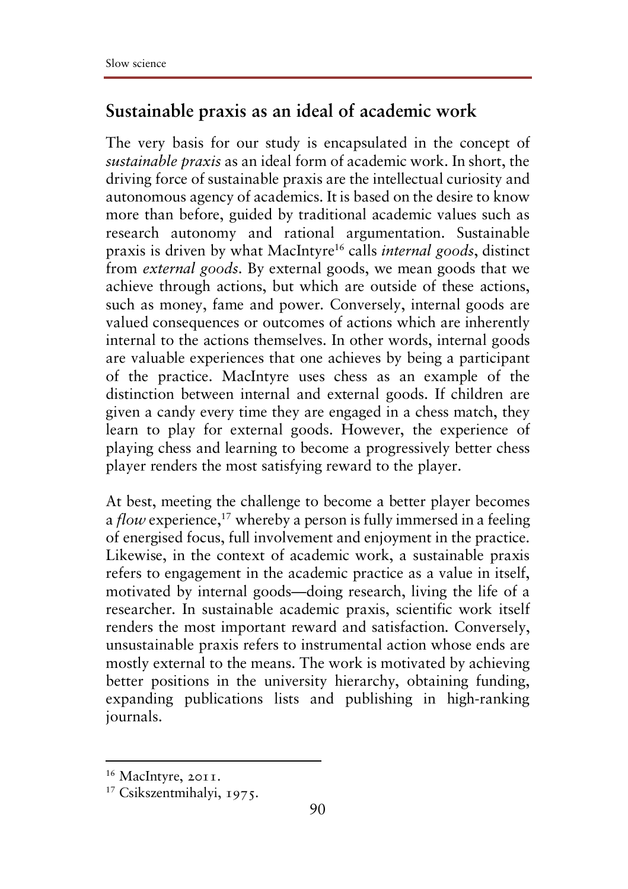## Sustainable praxis as an ideal of academic work

The very basis for our study is encapsulated in the concept of *sustainable praxis* as an ideal form of academic work. In short, the driving force of sustainable praxis are the intellectual curiosity and autonomous agency of academics. It is based on the desire to know more than before, guided by traditional academic values such as research autonomy and rational argumentation. Sustainable praxis is driven by what MacIntyre[16] calls *internal goods*, distinct from *external goods*. By external goods, we mean goods that we achieve through actions, but which are outside of these actions, such as money, fame and power. Conversely, internal goods are valued consequences or outcomes of actions which are inherently internal to the actions themselves. In other words, internal goods are valuable experiences that one achieves by being a participant of the practice. MacIntyre uses chess as an example of the distinction between internal and external goods. If children are given a candy every time they are engaged in a chess match, they learn to play for external goods. However, the experience of playing chess and learning to become a progressively better chess player renders the most satisfying reward to the player.

At best, meeting the challenge to become a better player becomes a *flow* experience,[17] whereby a person is fully immersed in a feeling of energised focus, full involvement and enjoyment in the practice. Likewise, in the context of academic work, a sustainable praxis refers to engagement in the academic practice as a value in itself, motivated by internal goods—doing research, living the life of a researcher. In sustainable academic praxis, scientific work itself renders the most important reward and satisfaction. Conversely, unsustainable praxis refers to instrumental action whose ends are mostly external to the means. The work is motivated by achieving better positions in the university hierarchy, obtaining funding, expanding publications lists and publishing in high-ranking journals.

---

[16] MacIntyre, 2011.

[17] Csikszentmihalyi, 1975.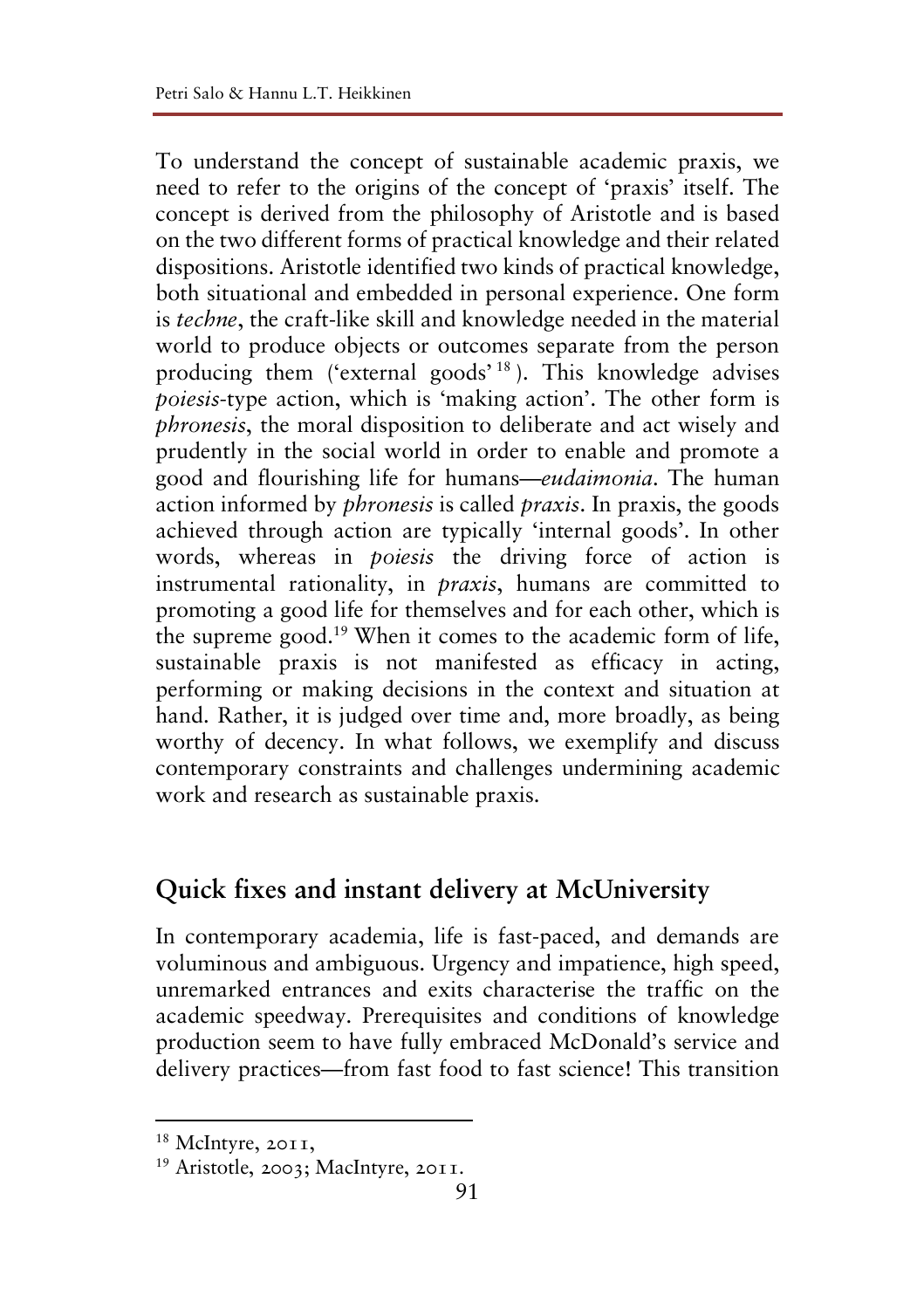To understand the concept of sustainable academic praxis, we need to refer to the origins of the concept of 'praxis' itself. The concept is derived from the philosophy of Aristotle and is based on the two different forms of practical knowledge and their related dispositions. Aristotle identified two kinds of practical knowledge, both situational and embedded in personal experience. One form is *techne*, the craft-like skill and knowledge needed in the material world to produce objects or outcomes separate from the person producing them ('external goods'[18]). This knowledge advises *poiesis*-type action, which is 'making action'. The other form is *phronesis*, the moral disposition to deliberate and act wisely and prudently in the social world in order to enable and promote a good and flourishing life for humans—*eudaimonia*. The human action informed by *phronesis* is called *praxis*. In praxis, the goods achieved through action are typically 'internal goods'. In other words, whereas in *poiesis* the driving force of action is instrumental rationality, in *praxis*, humans are committed to promoting a good life for themselves and for each other, which is the supreme good.[19] When it comes to the academic form of life, sustainable praxis is not manifested as efficacy in acting, performing or making decisions in the context and situation at hand. Rather, it is judged over time and, more broadly, as being worthy of decency. In what follows, we exemplify and discuss contemporary constraints and challenges undermining academic work and research as sustainable praxis.

## Quick fixes and instant delivery at McUniversity

In contemporary academia, life is fast-paced, and demands are voluminous and ambiguous. Urgency and impatience, high speed, unremarked entrances and exits characterise the traffic on the academic speedway. Prerequisites and conditions of knowledge production seem to have fully embraced McDonald's service and delivery practices—from fast food to fast science! This transition

---

[18] McIntyre, 2011,

[19] Aristotle, 2003; MacIntyre, 2011.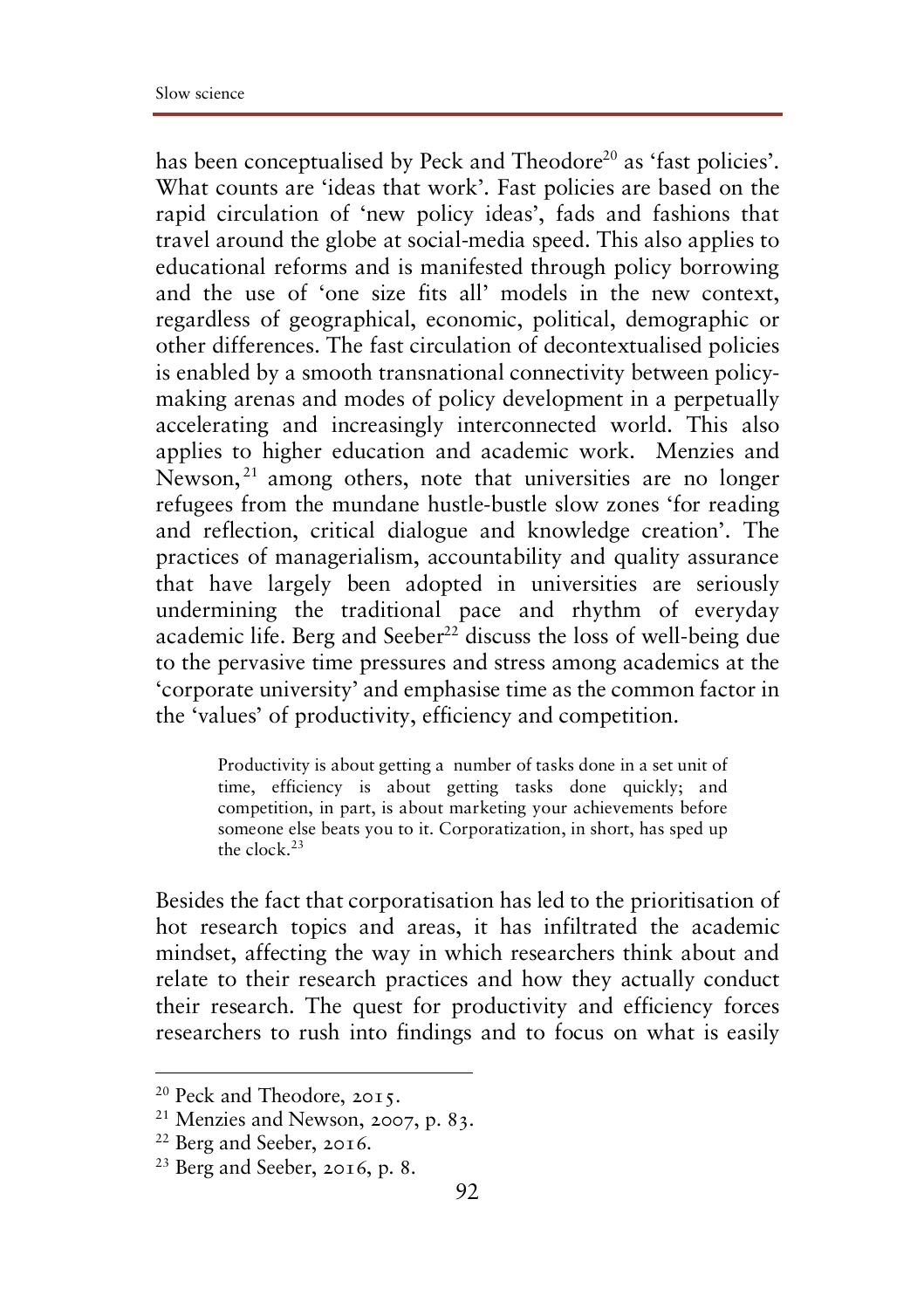has been conceptualised by Peck and Theodore[20] as 'fast policies'. What counts are 'ideas that work'. Fast policies are based on the rapid circulation of 'new policy ideas', fads and fashions that travel around the globe at social-media speed. This also applies to educational reforms and is manifested through policy borrowing and the use of 'one size fits all' models in the new context, regardless of geographical, economic, political, demographic or other differences. The fast circulation of decontextualised policies is enabled by a smooth transnational connectivity between policy-making arenas and modes of policy development in a perpetually accelerating and increasingly interconnected world. This also applies to higher education and academic work. Menzies and Newson,[21] among others, note that universities are no longer refugees from the mundane hustle-bustle slow zones 'for reading and reflection, critical dialogue and knowledge creation'. The practices of managerialism, accountability and quality assurance that have largely been adopted in universities are seriously undermining the traditional pace and rhythm of everyday academic life. Berg and Seeber[22] discuss the loss of well-being due to the pervasive time pressures and stress among academics at the 'corporate university' and emphasise time as the common factor in the 'values' of productivity, efficiency and competition.

> Productivity is about getting a number of tasks done in a set unit of time, efficiency is about getting tasks done quickly; and competition, in part, is about marketing your achievements before someone else beats you to it. Corporatization, in short, has sped up the clock.[23]

Besides the fact that corporatisation has led to the prioritisation of hot research topics and areas, it has infiltrated the academic mindset, affecting the way in which researchers think about and relate to their research practices and how they actually conduct their research. The quest for productivity and efficiency forces researchers to rush into findings and to focus on what is easily

---

[20] Peck and Theodore, 2015.

[21] Menzies and Newson, 2007, p. 83.

[22] Berg and Seeber, 2016.

[23] Berg and Seeber, 2016, p. 8.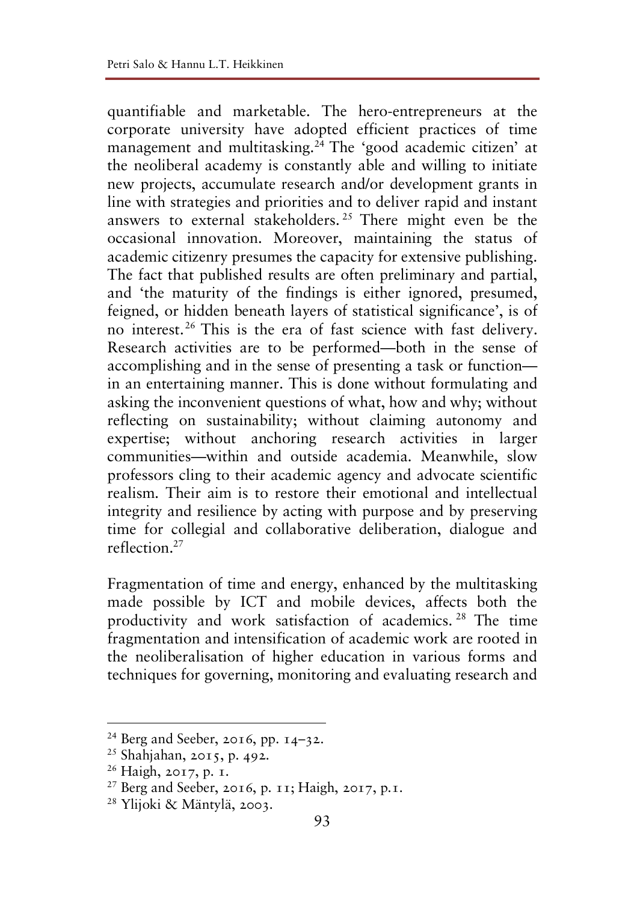quantifiable and marketable. The hero-entrepreneurs at the corporate university have adopted efficient practices of time management and multitasking.[24] The 'good academic citizen' at the neoliberal academy is constantly able and willing to initiate new projects, accumulate research and/or development grants in line with strategies and priorities and to deliver rapid and instant answers to external stakeholders.[25] There might even be the occasional innovation. Moreover, maintaining the status of academic citizenry presumes the capacity for extensive publishing. The fact that published results are often preliminary and partial, and 'the maturity of the findings is either ignored, presumed, feigned, or hidden beneath layers of statistical significance', is of no interest.[26] This is the era of fast science with fast delivery. Research activities are to be performed—both in the sense of accomplishing and in the sense of presenting a task or function—in an entertaining manner. This is done without formulating and asking the inconvenient questions of what, how and why; without reflecting on sustainability; without claiming autonomy and expertise; without anchoring research activities in larger communities—within and outside academia. Meanwhile, slow professors cling to their academic agency and advocate scientific realism. Their aim is to restore their emotional and intellectual integrity and resilience by acting with purpose and by preserving time for collegial and collaborative deliberation, dialogue and reflection.[27]

Fragmentation of time and energy, enhanced by the multitasking made possible by ICT and mobile devices, affects both the productivity and work satisfaction of academics.[28] The time fragmentation and intensification of academic work are rooted in the neoliberalisation of higher education in various forms and techniques for governing, monitoring and evaluating research and

---

[24] Berg and Seeber, 2016, pp. 14–32.

[25] Shahjahan, 2015, p. 492.

[26] Haigh, 2017, p. 1.

[27] Berg and Seeber, 2016, p. 11; Haigh, 2017, p.1.

[28] Ylijoki & Mäntylä, 2003.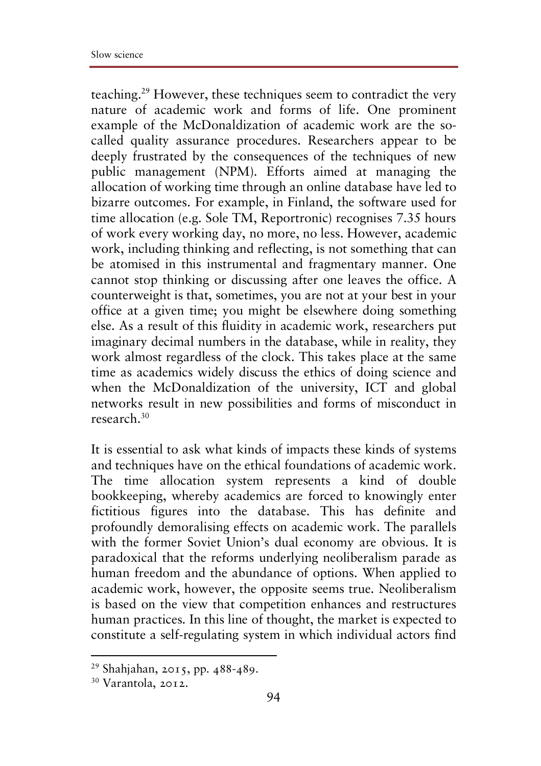teaching.[29] However, these techniques seem to contradict the very nature of academic work and forms of life. One prominent example of the McDonaldization of academic work are the so-called quality assurance procedures. Researchers appear to be deeply frustrated by the consequences of the techniques of new public management (NPM). Efforts aimed at managing the allocation of working time through an online database have led to bizarre outcomes. For example, in Finland, the software used for time allocation (e.g. Sole TM, Reportronic) recognises 7.35 hours of work every working day, no more, no less. However, academic work, including thinking and reflecting, is not something that can be atomised in this instrumental and fragmentary manner. One cannot stop thinking or discussing after one leaves the office. A counterweight is that, sometimes, you are not at your best in your office at a given time; you might be elsewhere doing something else. As a result of this fluidity in academic work, researchers put imaginary decimal numbers in the database, while in reality, they work almost regardless of the clock. This takes place at the same time as academics widely discuss the ethics of doing science and when the McDonaldization of the university, ICT and global networks result in new possibilities and forms of misconduct in research.[30]

It is essential to ask what kinds of impacts these kinds of systems and techniques have on the ethical foundations of academic work. The time allocation system represents a kind of double bookkeeping, whereby academics are forced to knowingly enter fictitious figures into the database. This has definite and profoundly demoralising effects on academic work. The parallels with the former Soviet Union's dual economy are obvious. It is paradoxical that the reforms underlying neoliberalism parade as human freedom and the abundance of options. When applied to academic work, however, the opposite seems true. Neoliberalism is based on the view that competition enhances and restructures human practices. In this line of thought, the market is expected to constitute a self-regulating system in which individual actors find

---

[29] Shahjahan, 2015, pp. 488-489.

[30] Varantola, 2012.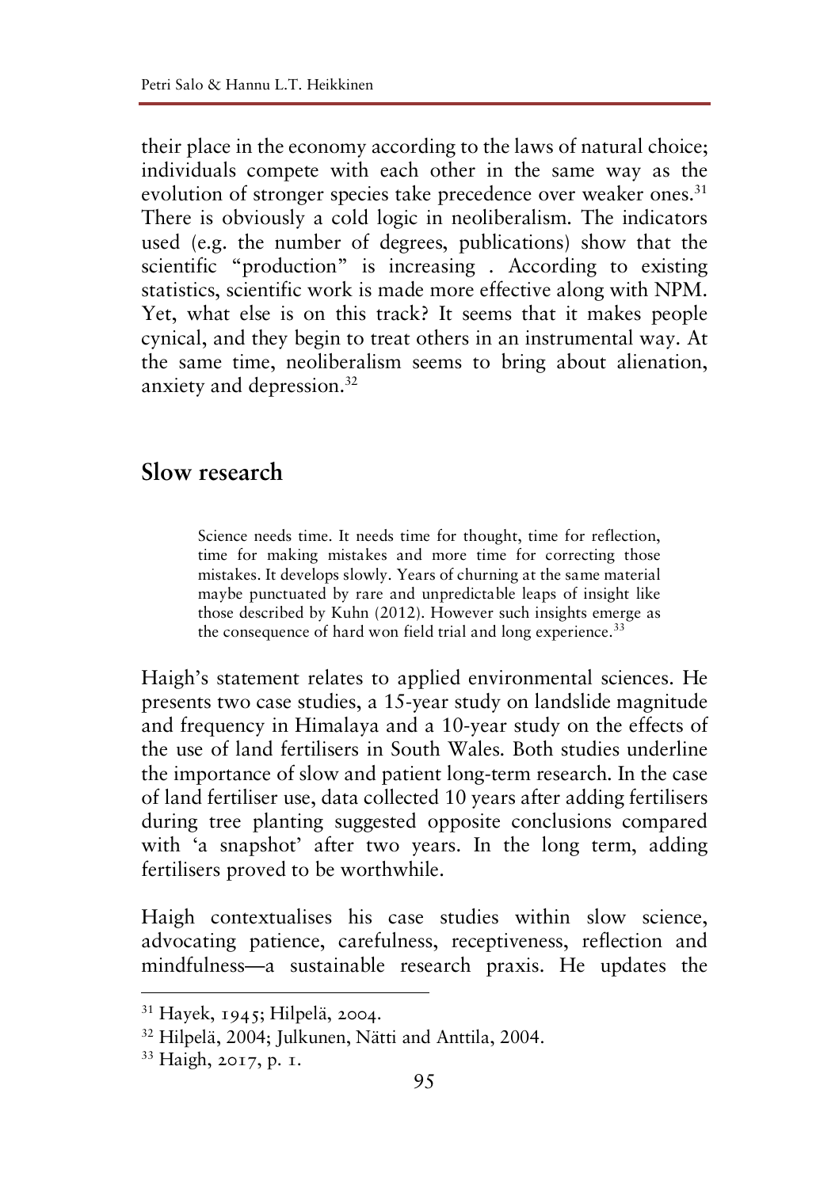their place in the economy according to the laws of natural choice; individuals compete with each other in the same way as the evolution of stronger species take precedence over weaker ones.[31] There is obviously a cold logic in neoliberalism. The indicators used (e.g. the number of degrees, publications) show that the scientific "production" is increasing . According to existing statistics, scientific work is made more effective along with NPM. Yet, what else is on this track? It seems that it makes people cynical, and they begin to treat others in an instrumental way. At the same time, neoliberalism seems to bring about alienation, anxiety and depression.[32]

## Slow research

> Science needs time. It needs time for thought, time for reflection, time for making mistakes and more time for correcting those mistakes. It develops slowly. Years of churning at the same material maybe punctuated by rare and unpredictable leaps of insight like those described by Kuhn (2012). However such insights emerge as the consequence of hard won field trial and long experience.[33]

Haigh's statement relates to applied environmental sciences. He presents two case studies, a 15-year study on landslide magnitude and frequency in Himalaya and a 10-year study on the effects of the use of land fertilisers in South Wales. Both studies underline the importance of slow and patient long-term research. In the case of land fertiliser use, data collected 10 years after adding fertilisers during tree planting suggested opposite conclusions compared with 'a snapshot' after two years. In the long term, adding fertilisers proved to be worthwhile.

Haigh contextualises his case studies within slow science, advocating patience, carefulness, receptiveness, reflection and mindfulness—a sustainable research praxis. He updates the

---

[31] Hayek, 1945; Hilpelä, 2004.

[32] Hilpelä, 2004; Julkunen, Nätti and Anttila, 2004.

[33] Haigh, 2017, p. 1.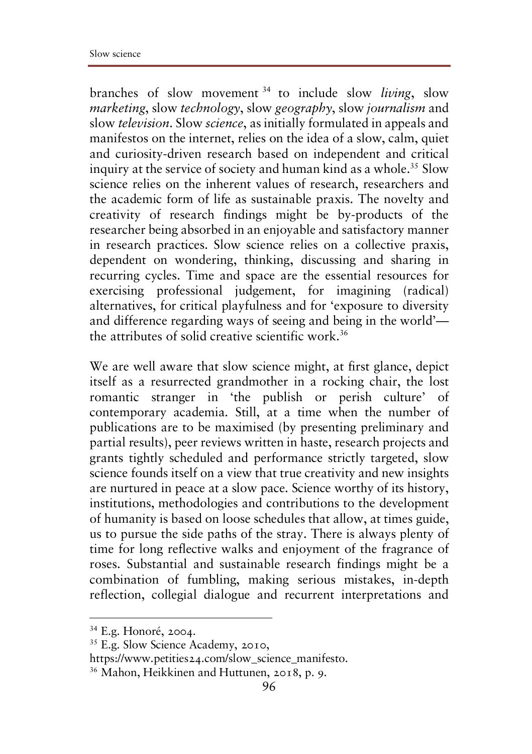branches of slow movement [34] to include slow *living*, slow *marketing*, slow *technology*, slow *geography*, slow *journalism* and slow *television*. Slow *science*, as initially formulated in appeals and manifestos on the internet, relies on the idea of a slow, calm, quiet and curiosity-driven research based on independent and critical inquiry at the service of society and human kind as a whole.[35] Slow science relies on the inherent values of research, researchers and the academic form of life as sustainable praxis. The novelty and creativity of research findings might be by-products of the researcher being absorbed in an enjoyable and satisfactory manner in research practices. Slow science relies on a collective praxis, dependent on wondering, thinking, discussing and sharing in recurring cycles. Time and space are the essential resources for exercising professional judgement, for imagining (radical) alternatives, for critical playfulness and for 'exposure to diversity and difference regarding ways of seeing and being in the world'—the attributes of solid creative scientific work.[36]

We are well aware that slow science might, at first glance, depict itself as a resurrected grandmother in a rocking chair, the lost romantic stranger in 'the publish or perish culture' of contemporary academia. Still, at a time when the number of publications are to be maximised (by presenting preliminary and partial results), peer reviews written in haste, research projects and grants tightly scheduled and performance strictly targeted, slow science founds itself on a view that true creativity and new insights are nurtured in peace at a slow pace. Science worthy of its history, institutions, methodologies and contributions to the development of humanity is based on loose schedules that allow, at times guide, us to pursue the side paths of the stray. There is always plenty of time for long reflective walks and enjoyment of the fragrance of roses. Substantial and sustainable research findings might be a combination of fumbling, making serious mistakes, in-depth reflection, collegial dialogue and recurrent interpretations and

---

[34] E.g. Honoré, 2004.

[35] E.g. Slow Science Academy, 2010, https://www.petities24.com/slow_science_manifesto.

[36] Mahon, Heikkinen and Huttunen, 2018, p. 9.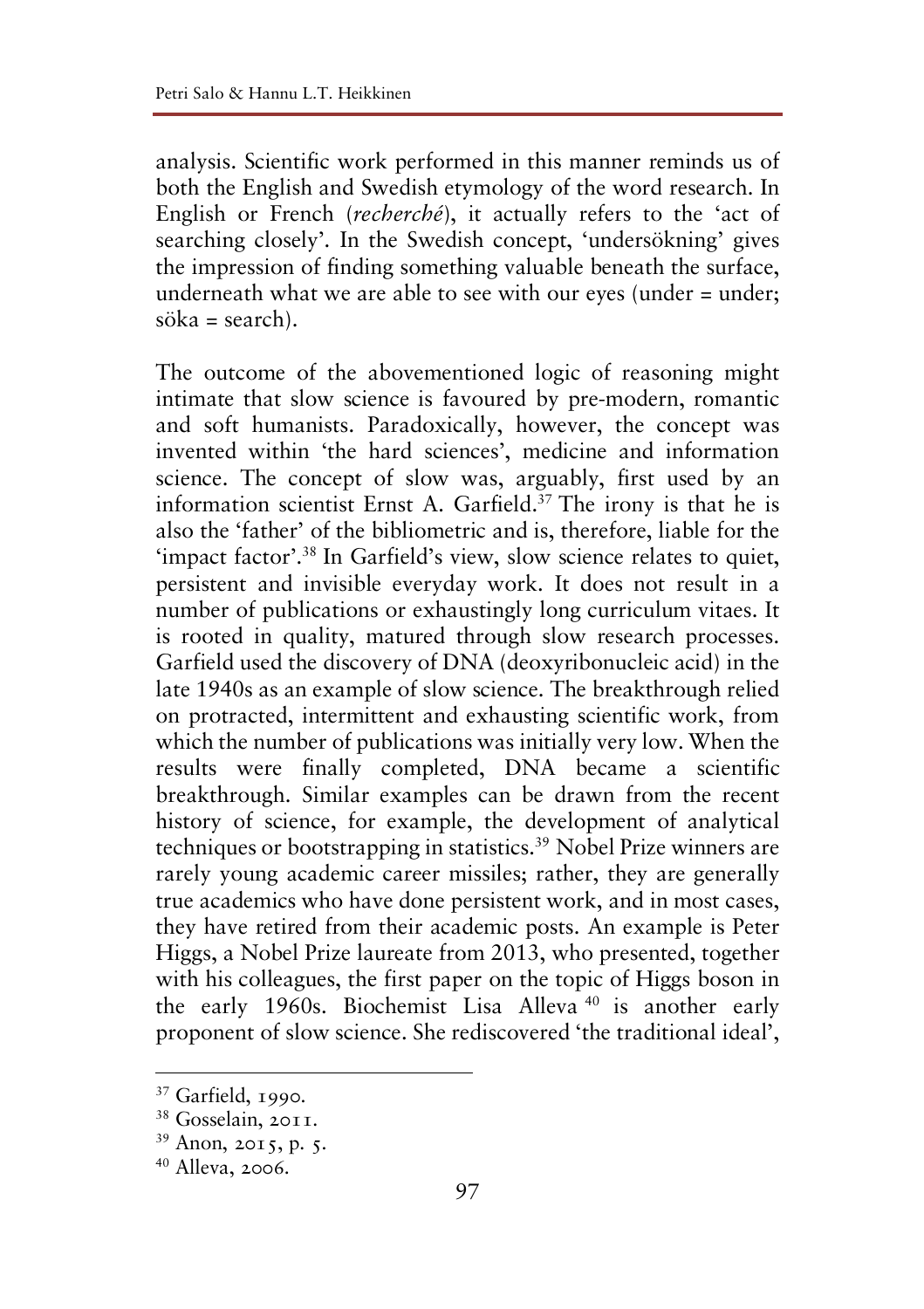analysis. Scientific work performed in this manner reminds us of both the English and Swedish etymology of the word research. In English or French (*recherché*), it actually refers to the 'act of searching closely'. In the Swedish concept, 'undersökning' gives the impression of finding something valuable beneath the surface, underneath what we are able to see with our eyes (under = under; söka = search).

The outcome of the abovementioned logic of reasoning might intimate that slow science is favoured by pre-modern, romantic and soft humanists. Paradoxically, however, the concept was invented within 'the hard sciences', medicine and information science. The concept of slow was, arguably, first used by an information scientist Ernst A. Garfield.[37] The irony is that he is also the 'father' of the bibliometric and is, therefore, liable for the 'impact factor'.[38] In Garfield's view, slow science relates to quiet, persistent and invisible everyday work. It does not result in a number of publications or exhaustingly long curriculum vitaes. It is rooted in quality, matured through slow research processes. Garfield used the discovery of DNA (deoxyribonucleic acid) in the late 1940s as an example of slow science. The breakthrough relied on protracted, intermittent and exhausting scientific work, from which the number of publications was initially very low. When the results were finally completed, DNA became a scientific breakthrough. Similar examples can be drawn from the recent history of science, for example, the development of analytical techniques or bootstrapping in statistics.[39] Nobel Prize winners are rarely young academic career missiles; rather, they are generally true academics who have done persistent work, and in most cases, they have retired from their academic posts. An example is Peter Higgs, a Nobel Prize laureate from 2013, who presented, together with his colleagues, the first paper on the topic of Higgs boson in the early 1960s. Biochemist Lisa Alleva [40] is another early proponent of slow science. She rediscovered 'the traditional ideal',

---

[37] Garfield, 1990.

[38] Gosselain, 2011.

[39] Anon, 2015, p. 5.

[40] Alleva, 2006.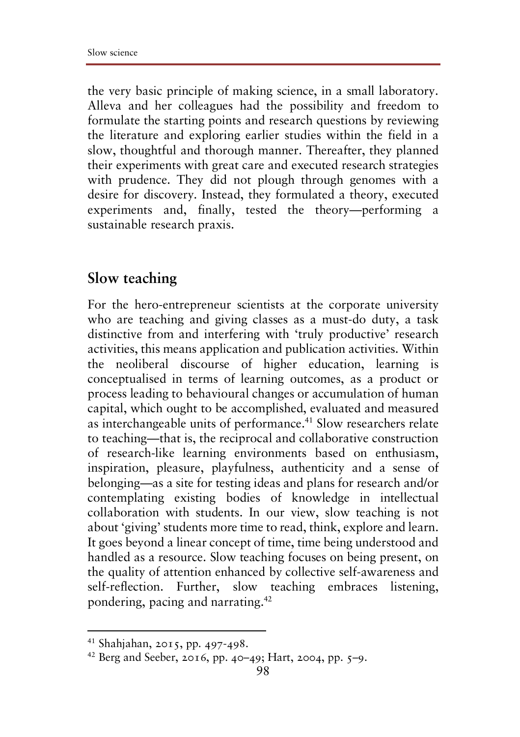the very basic principle of making science, in a small laboratory. Alleva and her colleagues had the possibility and freedom to formulate the starting points and research questions by reviewing the literature and exploring earlier studies within the field in a slow, thoughtful and thorough manner. Thereafter, they planned their experiments with great care and executed research strategies with prudence. They did not plough through genomes with a desire for discovery. Instead, they formulated a theory, executed experiments and, finally, tested the theory—performing a sustainable research praxis.

## Slow teaching

For the hero-entrepreneur scientists at the corporate university who are teaching and giving classes as a must-do duty, a task distinctive from and interfering with 'truly productive' research activities, this means application and publication activities. Within the neoliberal discourse of higher education, learning is conceptualised in terms of learning outcomes, as a product or process leading to behavioural changes or accumulation of human capital, which ought to be accomplished, evaluated and measured as interchangeable units of performance.[41] Slow researchers relate to teaching—that is, the reciprocal and collaborative construction of research-like learning environments based on enthusiasm, inspiration, pleasure, playfulness, authenticity and a sense of belonging—as a site for testing ideas and plans for research and/or contemplating existing bodies of knowledge in intellectual collaboration with students. In our view, slow teaching is not about 'giving' students more time to read, think, explore and learn. It goes beyond a linear concept of time, time being understood and handled as a resource. Slow teaching focuses on being present, on the quality of attention enhanced by collective self-awareness and self-reflection. Further, slow teaching embraces listening, pondering, pacing and narrating.[42]

---

[41] Shahjahan, 2015, pp. 497-498.

[42] Berg and Seeber, 2016, pp. 40–49; Hart, 2004, pp. 5–9.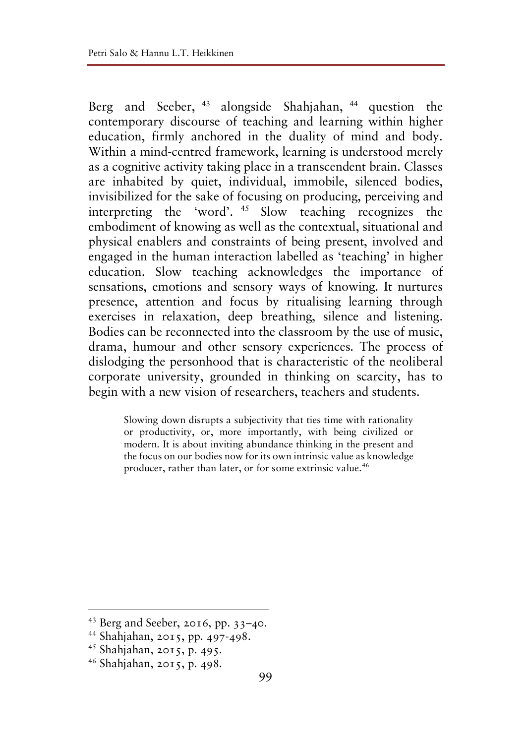Berg and Seeber,[43] alongside Shahjahan,[44] question the contemporary discourse of teaching and learning within higher education, firmly anchored in the duality of mind and body. Within a mind-centred framework, learning is understood merely as a cognitive activity taking place in a transcendent brain. Classes are inhabited by quiet, individual, immobile, silenced bodies, invisibilized for the sake of focusing on producing, perceiving and interpreting the 'word'.[45] Slow teaching recognizes the embodiment of knowing as well as the contextual, situational and physical enablers and constraints of being present, involved and engaged in the human interaction labelled as 'teaching' in higher education. Slow teaching acknowledges the importance of sensations, emotions and sensory ways of knowing. It nurtures presence, attention and focus by ritualising learning through exercises in relaxation, deep breathing, silence and listening. Bodies can be reconnected into the classroom by the use of music, drama, humour and other sensory experiences. The process of dislodging the personhood that is characteristic of the neoliberal corporate university, grounded in thinking on scarcity, has to begin with a new vision of researchers, teachers and students.

> Slowing down disrupts a subjectivity that ties time with rationality or productivity, or, more importantly, with being civilized or modern. It is about inviting abundance thinking in the present and the focus on our bodies now for its own intrinsic value as knowledge producer, rather than later, or for some extrinsic value.[46]

---

[43] Berg and Seeber, 2016, pp. 33–40.

[44] Shahjahan, 2015, pp. 497-498.

[45] Shahjahan, 2015, p. 495.

[46] Shahjahan, 2015, p. 498.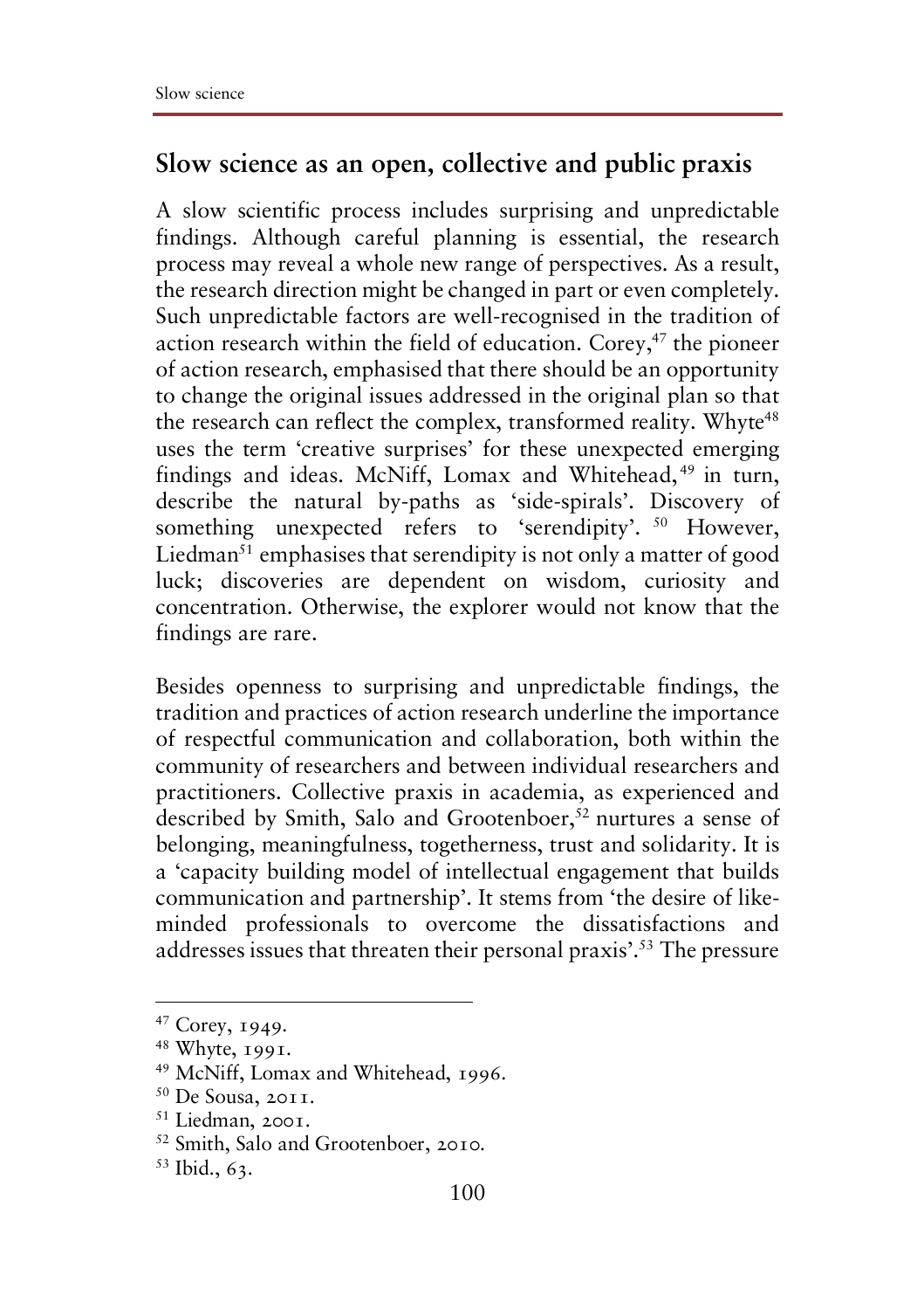## Slow science as an open, collective and public praxis

A slow scientific process includes surprising and unpredictable findings. Although careful planning is essential, the research process may reveal a whole new range of perspectives. As a result, the research direction might be changed in part or even completely. Such unpredictable factors are well-recognised in the tradition of action research within the field of education. Corey,[47] the pioneer of action research, emphasised that there should be an opportunity to change the original issues addressed in the original plan so that the research can reflect the complex, transformed reality. Whyte[48] uses the term 'creative surprises' for these unexpected emerging findings and ideas. McNiff, Lomax and Whitehead,[49] in turn, describe the natural by-paths as 'side-spirals'. Discovery of something unexpected refers to 'serendipity'. [50] However, Liedman[51] emphasises that serendipity is not only a matter of good luck; discoveries are dependent on wisdom, curiosity and concentration. Otherwise, the explorer would not know that the findings are rare.

Besides openness to surprising and unpredictable findings, the tradition and practices of action research underline the importance of respectful communication and collaboration, both within the community of researchers and between individual researchers and practitioners. Collective praxis in academia, as experienced and described by Smith, Salo and Grootenboer,[52] nurtures a sense of belonging, meaningfulness, togetherness, trust and solidarity. It is a 'capacity building model of intellectual engagement that builds communication and partnership'. It stems from 'the desire of like-minded professionals to overcome the dissatisfactions and addresses issues that threaten their personal praxis'.[53] The pressure

---

[47] Corey, 1949.

[48] Whyte, 1991.

[49] McNiff, Lomax and Whitehead, 1996.

[50] De Sousa, 2011.

[51] Liedman, 2001.

[52] Smith, Salo and Grootenboer, 2010.

[53] Ibid., 63.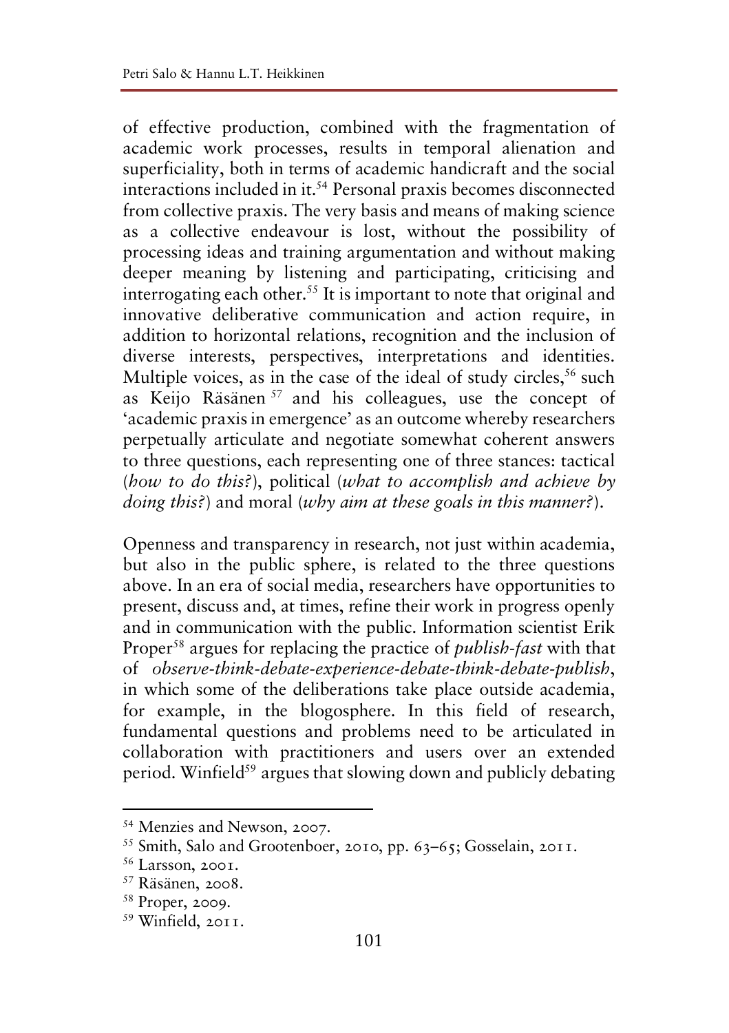of effective production, combined with the fragmentation of academic work processes, results in temporal alienation and superficiality, both in terms of academic handicraft and the social interactions included in it.[54] Personal praxis becomes disconnected from collective praxis. The very basis and means of making science as a collective endeavour is lost, without the possibility of processing ideas and training argumentation and without making deeper meaning by listening and participating, criticising and interrogating each other.[55] It is important to note that original and innovative deliberative communication and action require, in addition to horizontal relations, recognition and the inclusion of diverse interests, perspectives, interpretations and identities. Multiple voices, as in the case of the ideal of study circles,[56] such as Keijo Räsänen[57] and his colleagues, use the concept of 'academic praxis in emergence' as an outcome whereby researchers perpetually articulate and negotiate somewhat coherent answers to three questions, each representing one of three stances: tactical (*how to do this?*), political (*what to accomplish and achieve by doing this?*) and moral (*why aim at these goals in this manner?*).

Openness and transparency in research, not just within academia, but also in the public sphere, is related to the three questions above. In an era of social media, researchers have opportunities to present, discuss and, at times, refine their work in progress openly and in communication with the public. Information scientist Erik Proper[58] argues for replacing the practice of *publish-fast* with that of *observe-think-debate-experience-debate-think-debate-publish*, in which some of the deliberations take place outside academia, for example, in the blogosphere. In this field of research, fundamental questions and problems need to be articulated in collaboration with practitioners and users over an extended period. Winfield[59] argues that slowing down and publicly debating

---

[54] Menzies and Newson, 2007.
[55] Smith, Salo and Grootenboer, 2010, pp. 63–65; Gosselain, 2011.
[56] Larsson, 2001.
[57] Räsänen, 2008.
[58] Proper, 2009.
[59] Winfield, 2011.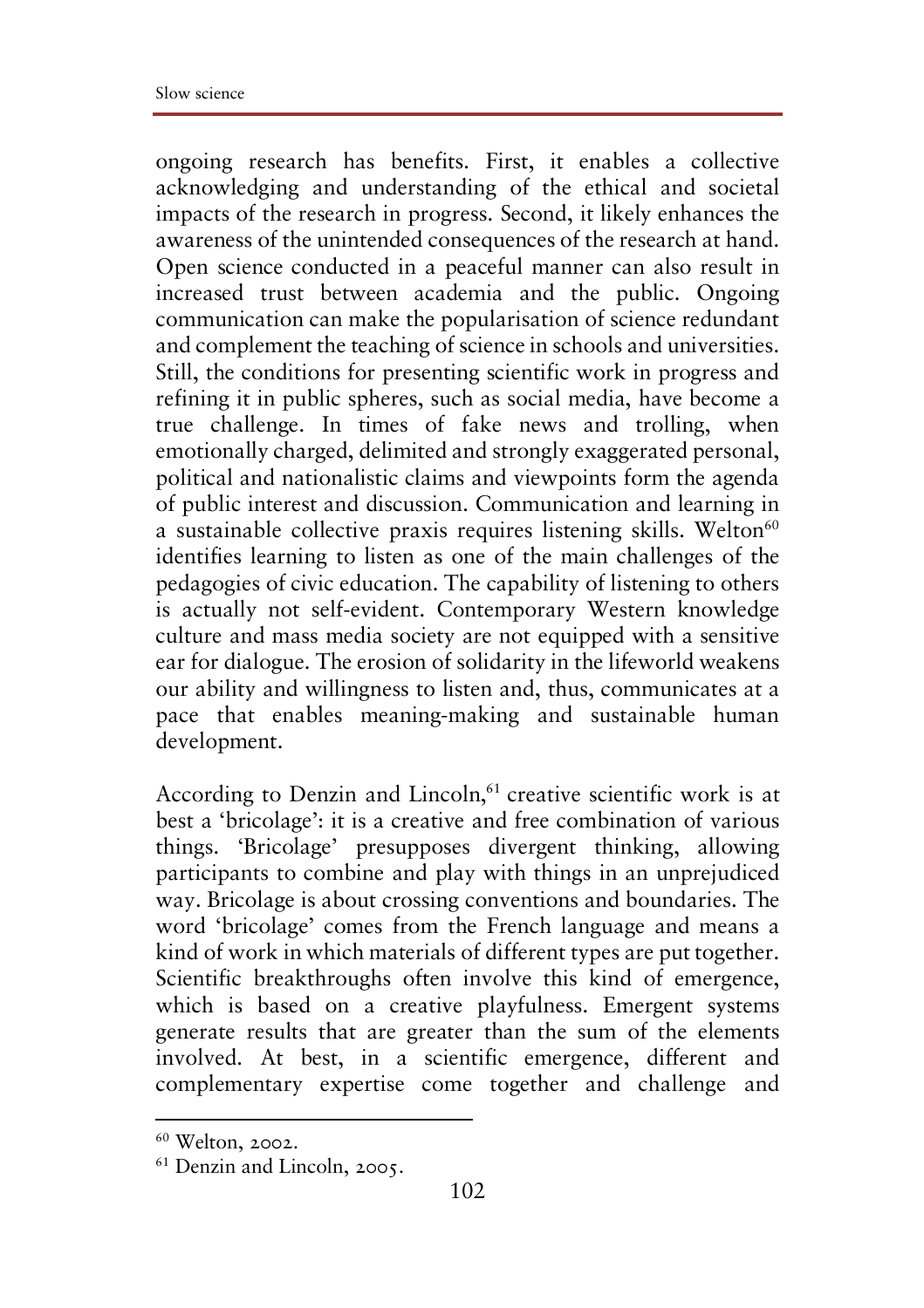ongoing research has benefits. First, it enables a collective acknowledging and understanding of the ethical and societal impacts of the research in progress. Second, it likely enhances the awareness of the unintended consequences of the research at hand. Open science conducted in a peaceful manner can also result in increased trust between academia and the public. Ongoing communication can make the popularisation of science redundant and complement the teaching of science in schools and universities. Still, the conditions for presenting scientific work in progress and refining it in public spheres, such as social media, have become a true challenge. In times of fake news and trolling, when emotionally charged, delimited and strongly exaggerated personal, political and nationalistic claims and viewpoints form the agenda of public interest and discussion. Communication and learning in a sustainable collective praxis requires listening skills. Welton[60] identifies learning to listen as one of the main challenges of the pedagogies of civic education. The capability of listening to others is actually not self-evident. Contemporary Western knowledge culture and mass media society are not equipped with a sensitive ear for dialogue. The erosion of solidarity in the lifeworld weakens our ability and willingness to listen and, thus, communicates at a pace that enables meaning-making and sustainable human development.

According to Denzin and Lincoln,[61] creative scientific work is at best a 'bricolage': it is a creative and free combination of various things. 'Bricolage' presupposes divergent thinking, allowing participants to combine and play with things in an unprejudiced way. Bricolage is about crossing conventions and boundaries. The word 'bricolage' comes from the French language and means a kind of work in which materials of different types are put together. Scientific breakthroughs often involve this kind of emergence, which is based on a creative playfulness. Emergent systems generate results that are greater than the sum of the elements involved. At best, in a scientific emergence, different and complementary expertise come together and challenge and

[60] Welton, 2002.

[61] Denzin and Lincoln, 2005.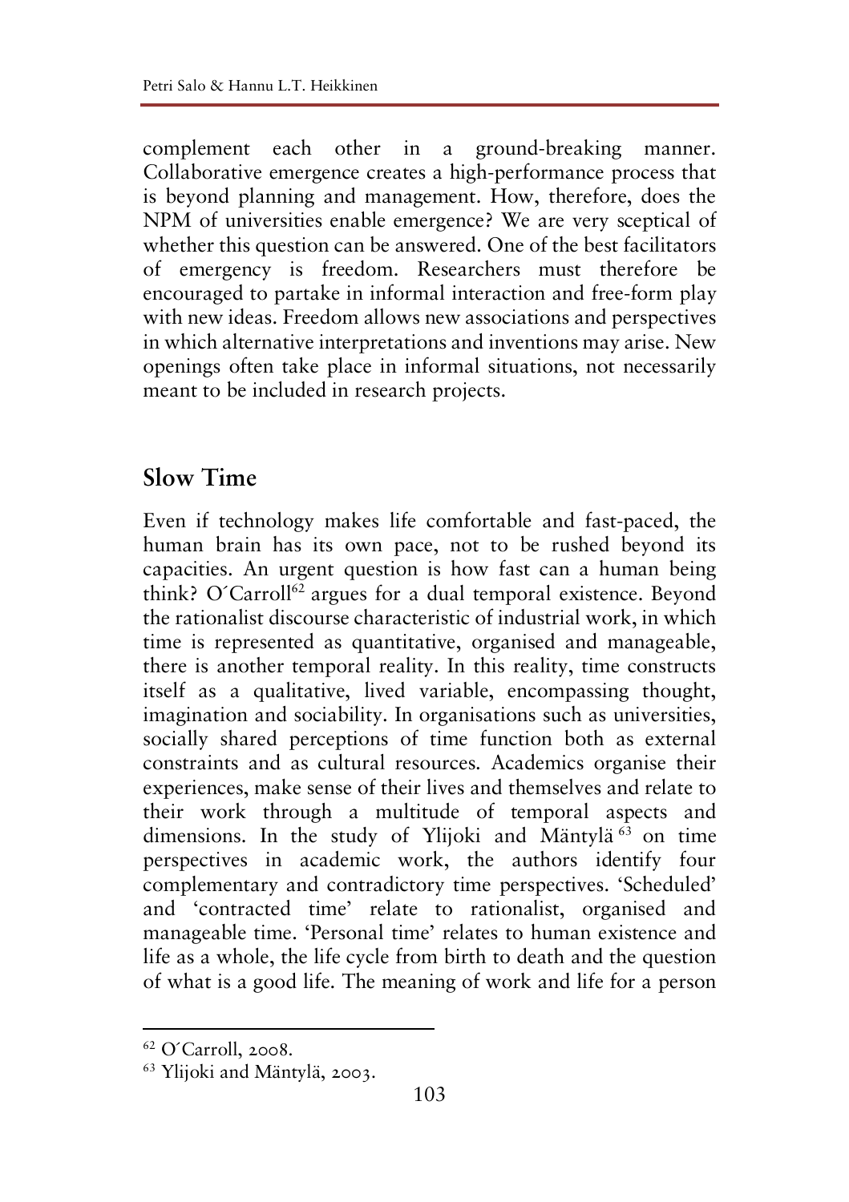complement each other in a ground-breaking manner. Collaborative emergence creates a high-performance process that is beyond planning and management. How, therefore, does the NPM of universities enable emergence? We are very sceptical of whether this question can be answered. One of the best facilitators of emergency is freedom. Researchers must therefore be encouraged to partake in informal interaction and free-form play with new ideas. Freedom allows new associations and perspectives in which alternative interpretations and inventions may arise. New openings often take place in informal situations, not necessarily meant to be included in research projects.

## Slow Time

Even if technology makes life comfortable and fast-paced, the human brain has its own pace, not to be rushed beyond its capacities. An urgent question is how fast can a human being think? O´Carroll[62] argues for a dual temporal existence. Beyond the rationalist discourse characteristic of industrial work, in which time is represented as quantitative, organised and manageable, there is another temporal reality. In this reality, time constructs itself as a qualitative, lived variable, encompassing thought, imagination and sociability. In organisations such as universities, socially shared perceptions of time function both as external constraints and as cultural resources. Academics organise their experiences, make sense of their lives and themselves and relate to their work through a multitude of temporal aspects and dimensions. In the study of Ylijoki and Mäntylä[63] on time perspectives in academic work, the authors identify four complementary and contradictory time perspectives. 'Scheduled' and 'contracted time' relate to rationalist, organised and manageable time. 'Personal time' relates to human existence and life as a whole, the life cycle from birth to death and the question of what is a good life. The meaning of work and life for a person

[62] O´Carroll, 2008.

[63] Ylijoki and Mäntylä, 2003.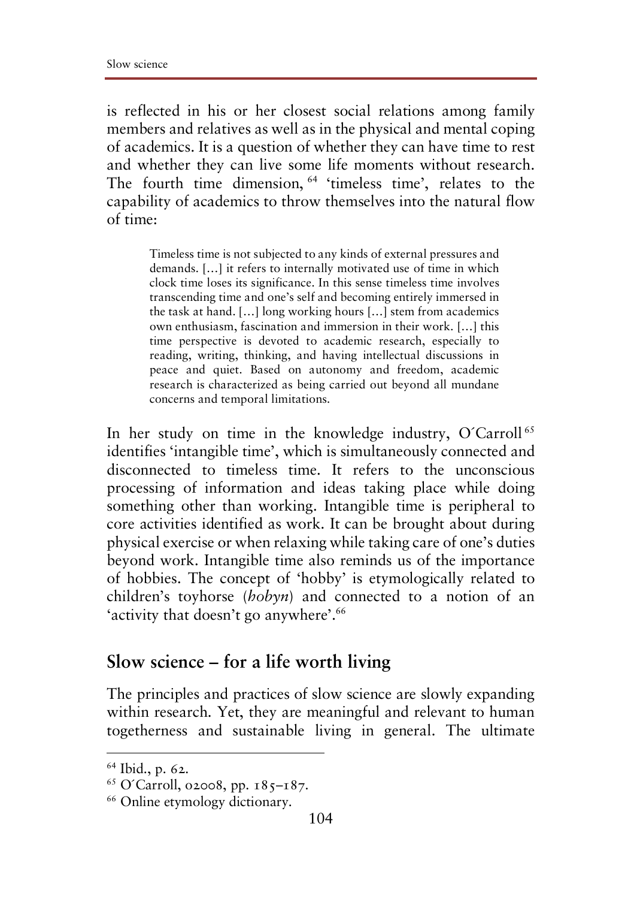is reflected in his or her closest social relations among family members and relatives as well as in the physical and mental coping of academics. It is a question of whether they can have time to rest and whether they can live some life moments without research. The fourth time dimension,[64] 'timeless time', relates to the capability of academics to throw themselves into the natural flow of time:

> Timeless time is not subjected to any kinds of external pressures and demands. [...] it refers to internally motivated use of time in which clock time loses its significance. In this sense timeless time involves transcending time and one's self and becoming entirely immersed in the task at hand. [...] long working hours [...] stem from academics own enthusiasm, fascination and immersion in their work. [...] this time perspective is devoted to academic research, especially to reading, writing, thinking, and having intellectual discussions in peace and quiet. Based on autonomy and freedom, academic research is characterized as being carried out beyond all mundane concerns and temporal limitations.

In her study on time in the knowledge industry, O´Carroll[65] identifies 'intangible time', which is simultaneously connected and disconnected to timeless time. It refers to the unconscious processing of information and ideas taking place while doing something other than working. Intangible time is peripheral to core activities identified as work. It can be brought about during physical exercise or when relaxing while taking care of one's duties beyond work. Intangible time also reminds us of the importance of hobbies. The concept of 'hobby' is etymologically related to children's toyhorse (*hobyn*) and connected to a notion of an 'activity that doesn't go anywhere'.[66]

## Slow science – for a life worth living

The principles and practices of slow science are slowly expanding within research. Yet, they are meaningful and relevant to human togetherness and sustainable living in general. The ultimate

---

[64] Ibid., p. 62.

[65] O´Carroll, o2008, pp. 185–187.

[66] Online etymology dictionary.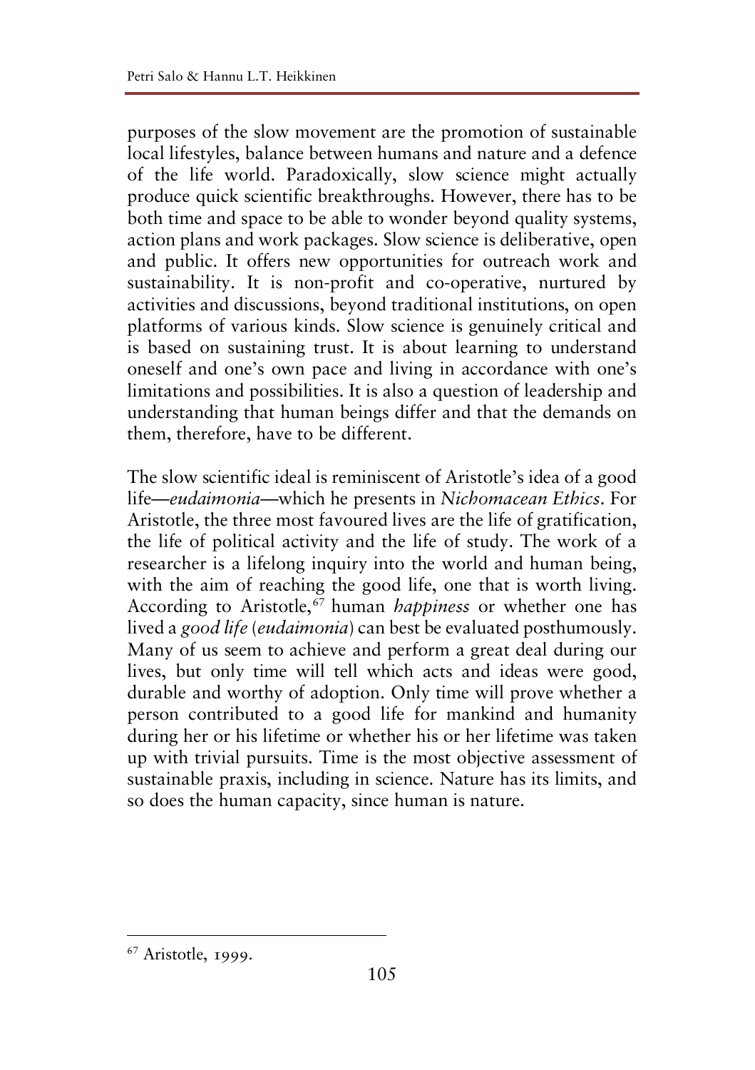purposes of the slow movement are the promotion of sustainable local lifestyles, balance between humans and nature and a defence of the life world. Paradoxically, slow science might actually produce quick scientific breakthroughs. However, there has to be both time and space to be able to wonder beyond quality systems, action plans and work packages. Slow science is deliberative, open and public. It offers new opportunities for outreach work and sustainability. It is non-profit and co-operative, nurtured by activities and discussions, beyond traditional institutions, on open platforms of various kinds. Slow science is genuinely critical and is based on sustaining trust. It is about learning to understand oneself and one's own pace and living in accordance with one's limitations and possibilities. It is also a question of leadership and understanding that human beings differ and that the demands on them, therefore, have to be different.

The slow scientific ideal is reminiscent of Aristotle's idea of a good life—*eudaimonia*—which he presents in *Nichomacean Ethics*. For Aristotle, the three most favoured lives are the life of gratification, the life of political activity and the life of study. The work of a researcher is a lifelong inquiry into the world and human being, with the aim of reaching the good life, one that is worth living. According to Aristotle,[67] human *happiness* or whether one has lived a *good life* (*eudaimonia*) can best be evaluated posthumously. Many of us seem to achieve and perform a great deal during our lives, but only time will tell which acts and ideas were good, durable and worthy of adoption. Only time will prove whether a person contributed to a good life for mankind and humanity during her or his lifetime or whether his or her lifetime was taken up with trivial pursuits. Time is the most objective assessment of sustainable praxis, including in science. Nature has its limits, and so does the human capacity, since human is nature.

---

[67] Aristotle, 1999.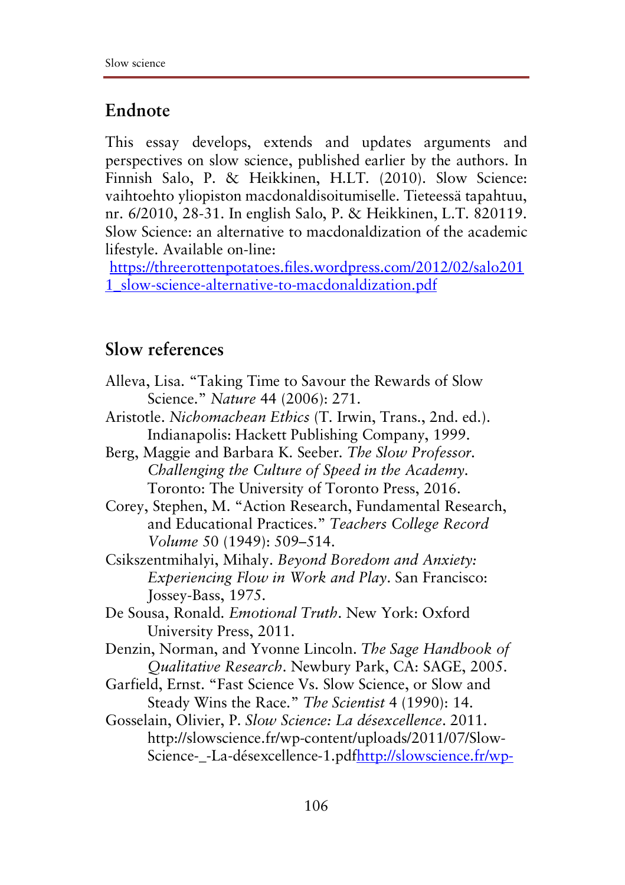## Endnote

This essay develops, extends and updates arguments and perspectives on slow science, published earlier by the authors. In Finnish Salo, P. & Heikkinen, H.LT. (2010). Slow Science: vaihtoehto yliopiston macdonaldisoitumiselle. Tieteessä tapahtuu, nr. 6/2010, 28-31. In english Salo, P. & Heikkinen, L.T. 820119. Slow Science: an alternative to macdonaldization of the academic lifestyle. Available on-line:
[https://threerottenpotatoes.files.wordpress.com/2012/02/salo2011_slow-science-alternative-to-macdonaldization.pdf](https://threerottenpotatoes.files.wordpress.com/2012/02/salo2011_slow-science-alternative-to-macdonaldization.pdf)

## Slow references

Alleva, Lisa. "Taking Time to Savour the Rewards of Slow Science." *Nature* 44 (2006): 271.

Aristotle. *Nichomachean Ethics* (T. Irwin, Trans., 2nd. ed.). Indianapolis: Hackett Publishing Company, 1999.

Berg, Maggie and Barbara K. Seeber. *The Slow Professor. Challenging the Culture of Speed in the Academy*. Toronto: The University of Toronto Press, 2016.

Corey, Stephen, M. "Action Research, Fundamental Research, and Educational Practices." *Teachers College Record Volume* 50 (1949): 509–514.

Csikszentmihalyi, Mihaly. *Beyond Boredom and Anxiety: Experiencing Flow in Work and Play*. San Francisco: Jossey-Bass, 1975.

De Sousa, Ronald. *Emotional Truth*. New York: Oxford University Press, 2011.

Denzin, Norman, and Yvonne Lincoln. *The Sage Handbook of Qualitative Research*. Newbury Park, CA: SAGE, 2005.

Garfield, Ernst. "Fast Science Vs. Slow Science, or Slow and Steady Wins the Race." *The Scientist* 4 (1990): 14.

Gosselain, Olivier, P. *Slow Science: La désexcellence*. 2011. http://slowscience.fr/wp-content/uploads/2011/07/Slow-Science-_-La-désexcellence-1.pdfhttp://slowscience.fr/wp-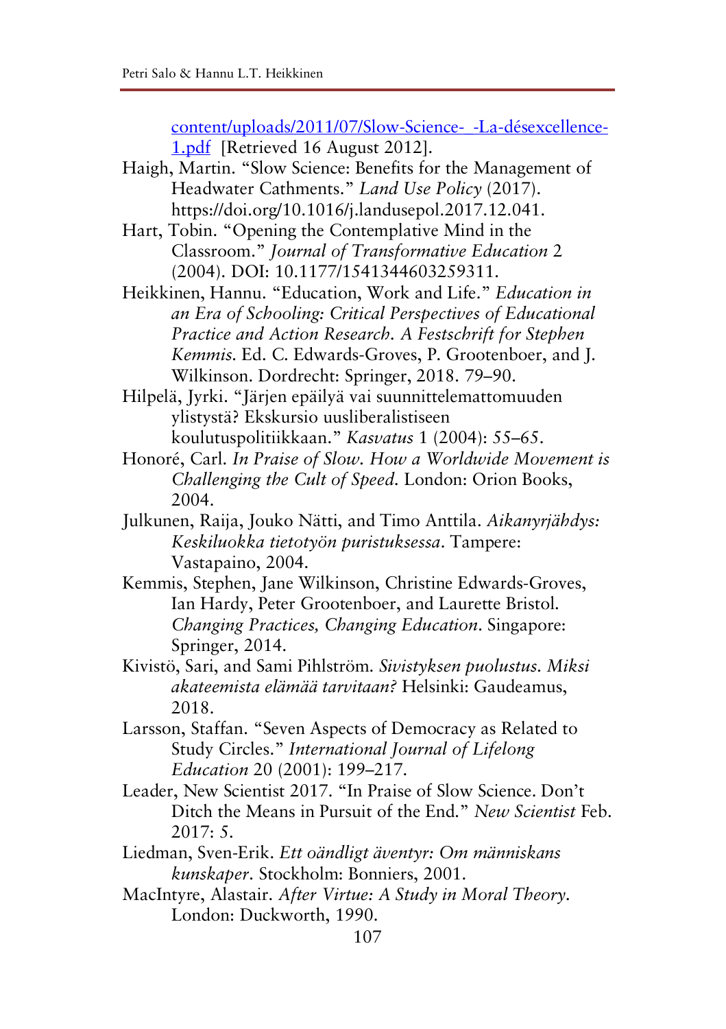[content/uploads/2011/07/Slow-Science-_-La-désexcellence-1.pdf](content/uploads/2011/07/Slow-Science-_-La-désexcellence-1.pdf) [Retrieved 16 August 2012].

Haigh, Martin. "Slow Science: Benefits for the Management of Headwater Cathments." *Land Use Policy* (2017). https://doi.org/10.1016/j.landusepol.2017.12.041.

Hart, Tobin. "Opening the Contemplative Mind in the Classroom." *Journal of Transformative Education* 2 (2004). DOI: 10.1177/1541344603259311.

Heikkinen, Hannu. "Education, Work and Life." *Education in an Era of Schooling: Critical Perspectives of Educational Practice and Action Research. A Festschrift for Stephen Kemmis*. Ed. C. Edwards-Groves, P. Grootenboer, and J. Wilkinson. Dordrecht: Springer, 2018. 79–90.

Hilpelä, Jyrki. "Järjen epäilyä vai suunnittelemattomuuden ylistystä? Ekskursio uusliberalistiseen koulutuspolitiikkaan." *Kasvatus* 1 (2004): 55–65.

Honoré, Carl. *In Praise of Slow. How a Worldwide Movement is Challenging the Cult of Speed*. London: Orion Books, 2004.

Julkunen, Raija, Jouko Nätti, and Timo Anttila. *Aikanyrjähdys: Keskiluokka tietotyön puristuksessa*. Tampere: Vastapaino, 2004.

Kemmis, Stephen, Jane Wilkinson, Christine Edwards-Groves, Ian Hardy, Peter Grootenboer, and Laurette Bristol. *Changing Practices, Changing Education*. Singapore: Springer, 2014.

Kivistö, Sari, and Sami Pihlström. *Sivistyksen puolustus. Miksi akateemista elämää tarvitaan?* Helsinki: Gaudeamus, 2018.

Larsson, Staffan. "Seven Aspects of Democracy as Related to Study Circles." *International Journal of Lifelong Education* 20 (2001): 199–217.

Leader, New Scientist 2017. "In Praise of Slow Science. Don't Ditch the Means in Pursuit of the End." *New Scientist* Feb. 2017: 5.

Liedman, Sven-Erik. *Ett oändligt äventyr: Om människans kunskaper*. Stockholm: Bonniers, 2001.

MacIntyre, Alastair. *After Virtue: A Study in Moral Theory*. London: Duckworth, 1990.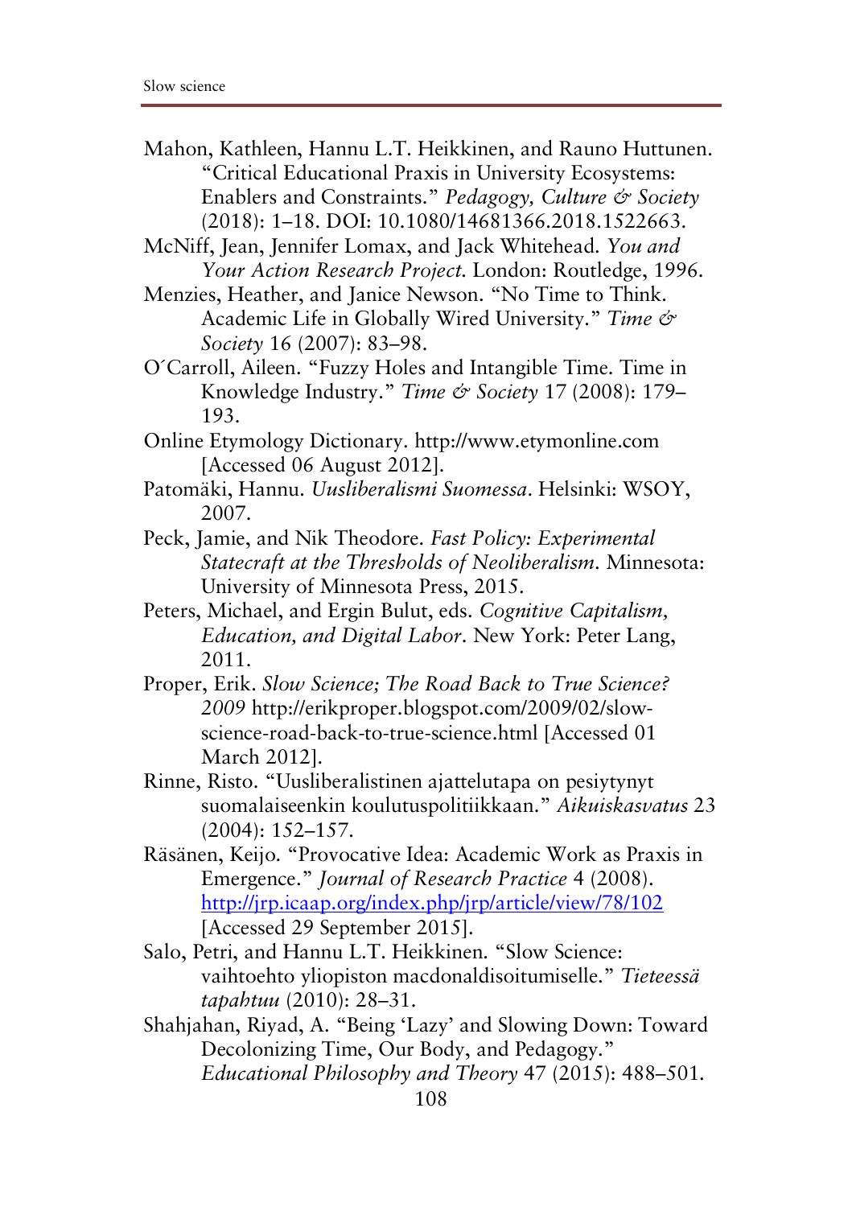Mahon, Kathleen, Hannu L.T. Heikkinen, and Rauno Huttunen. "Critical Educational Praxis in University Ecosystems: Enablers and Constraints." *Pedagogy, Culture & Society* (2018): 1–18. DOI: 10.1080/14681366.2018.1522663.

McNiff, Jean, Jennifer Lomax, and Jack Whitehead. *You and Your Action Research Project*. London: Routledge, 1996.

Menzies, Heather, and Janice Newson. "No Time to Think. Academic Life in Globally Wired University." *Time & Society* 16 (2007): 83–98.

O´Carroll, Aileen. "Fuzzy Holes and Intangible Time. Time in Knowledge Industry." *Time & Society* 17 (2008): 179–193.

Online Etymology Dictionary. http://www.etymonline.com [Accessed 06 August 2012].

Patomäki, Hannu. *Uusliberalismi Suomessa*. Helsinki: WSOY, 2007.

Peck, Jamie, and Nik Theodore. *Fast Policy: Experimental Statecraft at the Thresholds of Neoliberalism*. Minnesota: University of Minnesota Press, 2015.

Peters, Michael, and Ergin Bulut, eds. *Cognitive Capitalism, Education, and Digital Labor*. New York: Peter Lang, 2011.

Proper, Erik. *Slow Science; The Road Back to True Science? 2009* http://erikproper.blogspot.com/2009/02/slow-science-road-back-to-true-science.html [Accessed 01 March 2012].

Rinne, Risto. "Uusliberalistinen ajattelutapa on pesiytynyt suomalaiseenkin koulutuspolitiikkaan." *Aikuiskasvatus* 23 (2004): 152–157.

Räsänen, Keijo. "Provocative Idea: Academic Work as Praxis in Emergence." *Journal of Research Practice* 4 (2008). http://jrp.icaap.org/index.php/jrp/article/view/78/102 [Accessed 29 September 2015].

Salo, Petri, and Hannu L.T. Heikkinen. "Slow Science: vaihtoehto yliopiston macdonaldisoitumiselle." *Tieteessä tapahtuu* (2010): 28–31.

Shahjahan, Riyad, A. "Being 'Lazy' and Slowing Down: Toward Decolonizing Time, Our Body, and Pedagogy." *Educational Philosophy and Theory* 47 (2015): 488–501.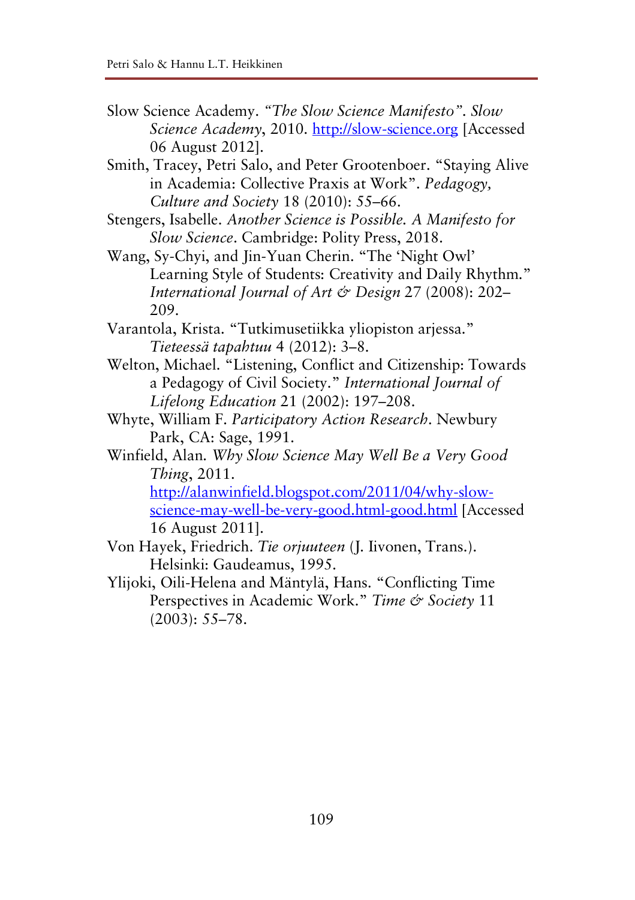Slow Science Academy. *"The Slow Science Manifesto". Slow Science Academy*, 2010. http://slow-science.org [Accessed 06 August 2012].

Smith, Tracey, Petri Salo, and Peter Grootenboer. "Staying Alive in Academia: Collective Praxis at Work". *Pedagogy, Culture and Society* 18 (2010): 55–66.

Stengers, Isabelle. *Another Science is Possible. A Manifesto for Slow Science*. Cambridge: Polity Press, 2018.

Wang, Sy-Chyi, and Jin-Yuan Cherin. "The 'Night Owl' Learning Style of Students: Creativity and Daily Rhythm." *International Journal of Art & Design* 27 (2008): 202–209.

Varantola, Krista. "Tutkimusetiikka yliopiston arjessa." *Tieteessä tapahtuu* 4 (2012): 3–8.

Welton, Michael. "Listening, Conflict and Citizenship: Towards a Pedagogy of Civil Society." *International Journal of Lifelong Education* 21 (2002): 197–208.

Whyte, William F. *Participatory Action Research*. Newbury Park, CA: Sage, 1991.

Winfield, Alan. *Why Slow Science May Well Be a Very Good Thing*, 2011. http://alanwinfield.blogspot.com/2011/04/why-slow-science-may-well-be-very-good.html-good.html [Accessed 16 August 2011].

Von Hayek, Friedrich. *Tie orjuuteen* (J. Iivonen, Trans.). Helsinki: Gaudeamus, 1995.

Ylijoki, Oili-Helena and Mäntylä, Hans. "Conflicting Time Perspectives in Academic Work." *Time & Society* 11 (2003): 55–78.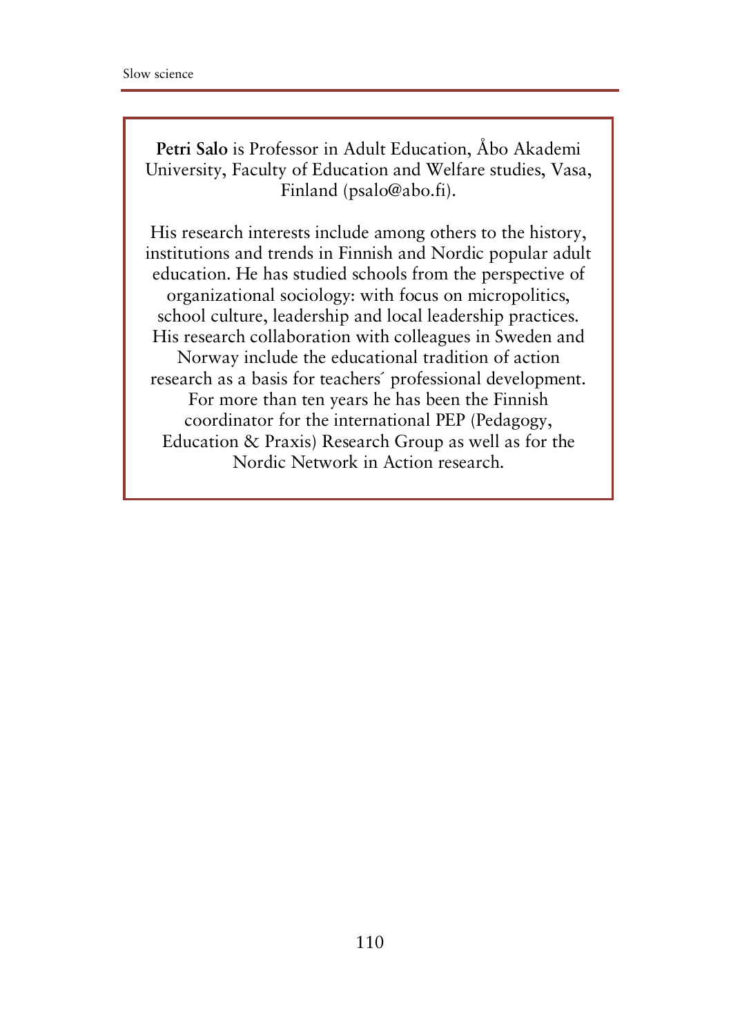**Petri Salo** is Professor in Adult Education, Åbo Akademi University, Faculty of Education and Welfare studies, Vasa, Finland (psalo@abo.fi).

His research interests include among others to the history, institutions and trends in Finnish and Nordic popular adult education. He has studied schools from the perspective of organizational sociology: with focus on micropolitics, school culture, leadership and local leadership practices. His research collaboration with colleagues in Sweden and Norway include the educational tradition of action research as a basis for teachers´ professional development. For more than ten years he has been the Finnish coordinator for the international PEP (Pedagogy, Education & Praxis) Research Group as well as for the Nordic Network in Action research.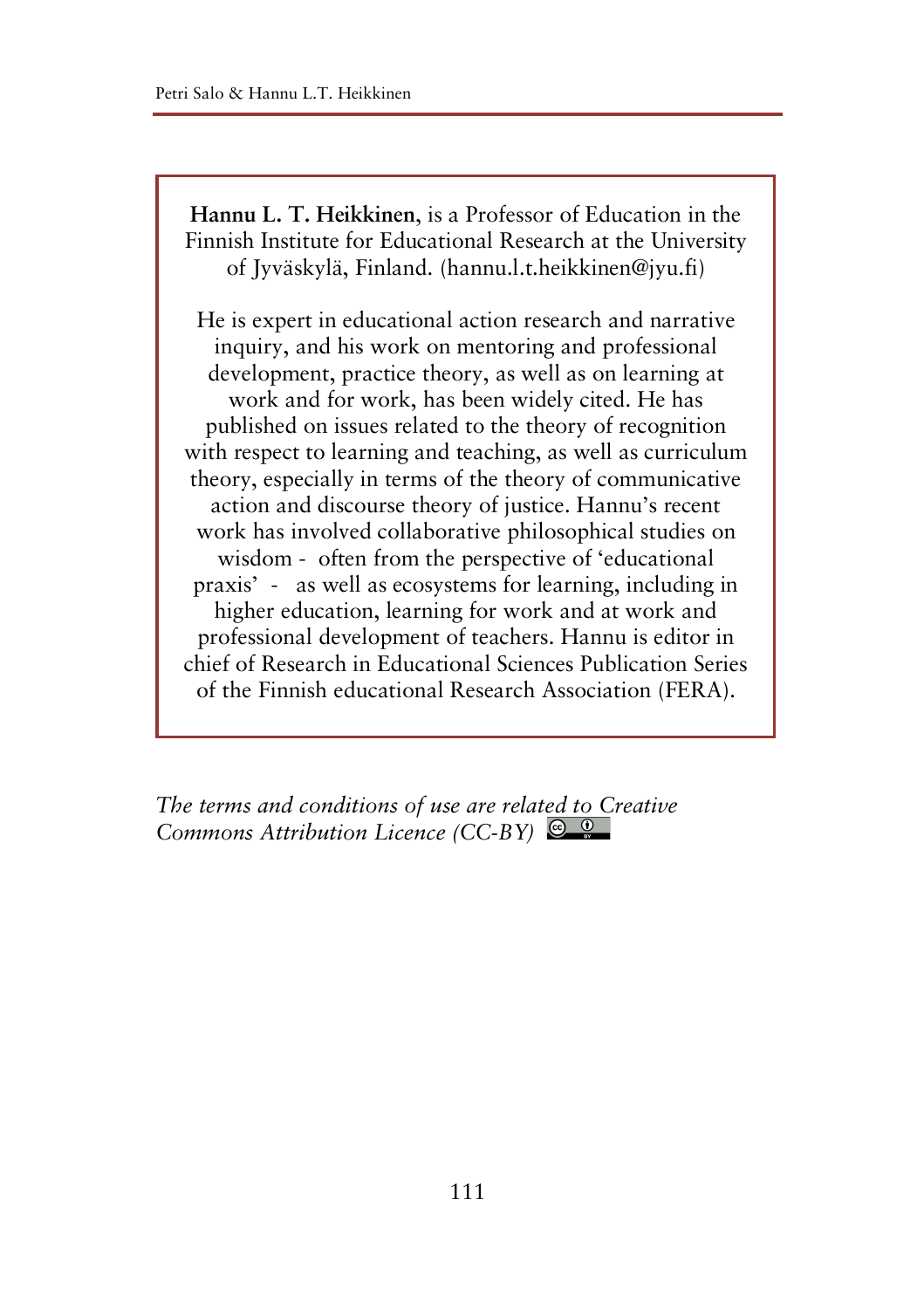**Hannu L. T. Heikkinen**, is a Professor of Education in the Finnish Institute for Educational Research at the University of Jyväskylä, Finland. (hannu.l.t.heikkinen@jyu.fi)

He is expert in educational action research and narrative inquiry, and his work on mentoring and professional development, practice theory, as well as on learning at work and for work, has been widely cited. He has published on issues related to the theory of recognition with respect to learning and teaching, as well as curriculum theory, especially in terms of the theory of communicative action and discourse theory of justice. Hannu's recent work has involved collaborative philosophical studies on wisdom - often from the perspective of 'educational praxis' - as well as ecosystems for learning, including in higher education, learning for work and at work and professional development of teachers. Hannu is editor in chief of Research in Educational Sciences Publication Series of the Finnish educational Research Association (FERA).

*The terms and conditions of use are related to Creative Commons Attribution Licence (CC-BY)*